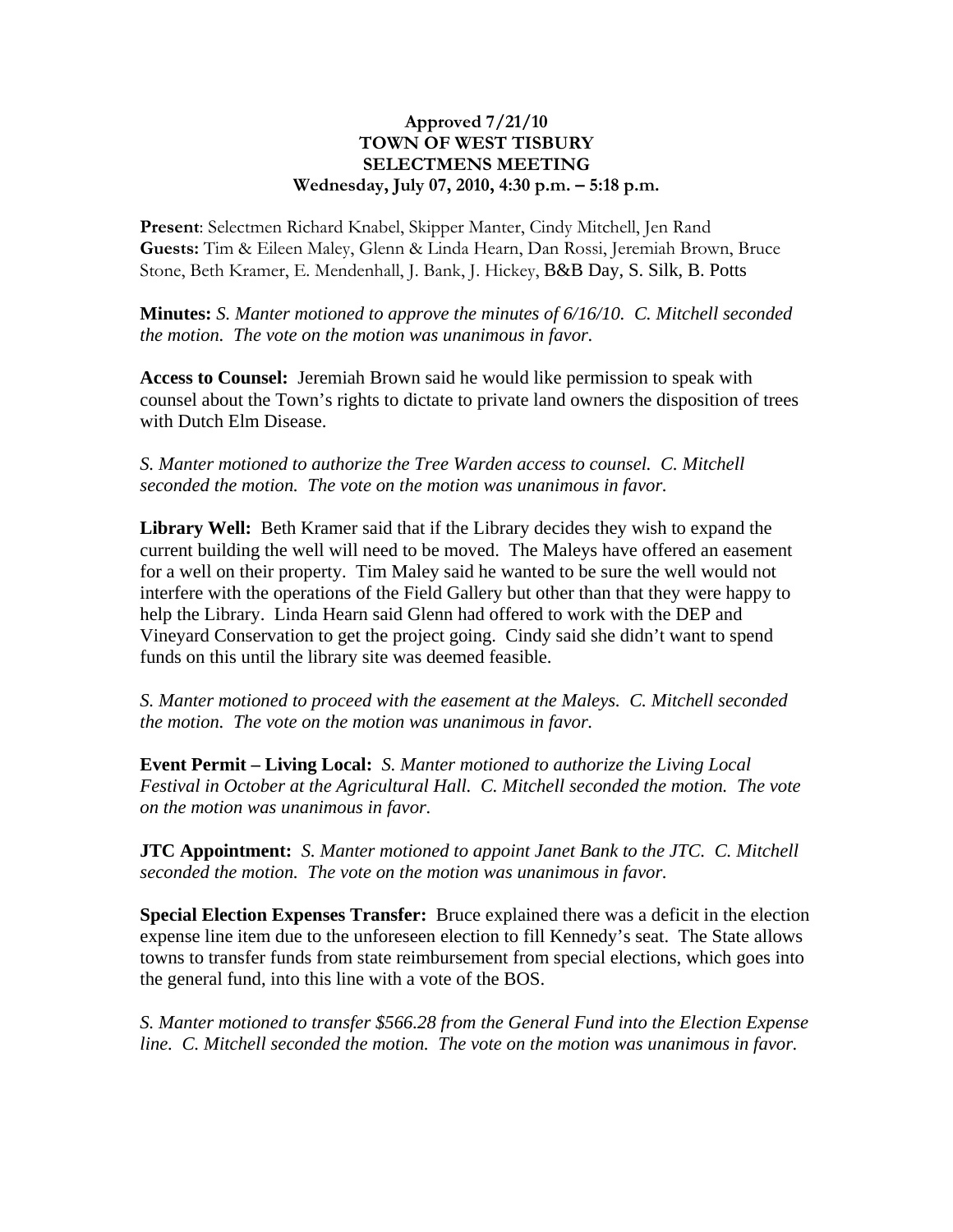**Approved 7/21/10**
**TOWN OF WEST TISBURY**
**SELECTMENS MEETING**
**Wednesday, July 07, 2010, 4:30 p.m. – 5:18 p.m.**

**Present**: Selectmen Richard Knabel, Skipper Manter, Cindy Mitchell, Jen Rand
**Guests:** Tim & Eileen Maley, Glenn & Linda Hearn, Dan Rossi, Jeremiah Brown, Bruce Stone, Beth Kramer, E. Mendenhall, J. Bank, J. Hickey, B&B Day, S. Silk, B. Potts

**Minutes:** *S. Manter motioned to approve the minutes of 6/16/10. C. Mitchell seconded the motion. The vote on the motion was unanimous in favor.*

**Access to Counsel:** Jeremiah Brown said he would like permission to speak with counsel about the Town's rights to dictate to private land owners the disposition of trees with Dutch Elm Disease.

*S. Manter motioned to authorize the Tree Warden access to counsel. C. Mitchell seconded the motion. The vote on the motion was unanimous in favor.*

**Library Well:** Beth Kramer said that if the Library decides they wish to expand the current building the well will need to be moved. The Maleys have offered an easement for a well on their property. Tim Maley said he wanted to be sure the well would not interfere with the operations of the Field Gallery but other than that they were happy to help the Library. Linda Hearn said Glenn had offered to work with the DEP and Vineyard Conservation to get the project going. Cindy said she didn't want to spend funds on this until the library site was deemed feasible.

*S. Manter motioned to proceed with the easement at the Maleys. C. Mitchell seconded the motion. The vote on the motion was unanimous in favor.*

**Event Permit – Living Local:** *S. Manter motioned to authorize the Living Local Festival in October at the Agricultural Hall. C. Mitchell seconded the motion. The vote on the motion was unanimous in favor.*

**JTC Appointment:** *S. Manter motioned to appoint Janet Bank to the JTC. C. Mitchell seconded the motion. The vote on the motion was unanimous in favor.*

**Special Election Expenses Transfer:** Bruce explained there was a deficit in the election expense line item due to the unforeseen election to fill Kennedy's seat. The State allows towns to transfer funds from state reimbursement from special elections, which goes into the general fund, into this line with a vote of the BOS.

*S. Manter motioned to transfer $566.28 from the General Fund into the Election Expense line. C. Mitchell seconded the motion. The vote on the motion was unanimous in favor.*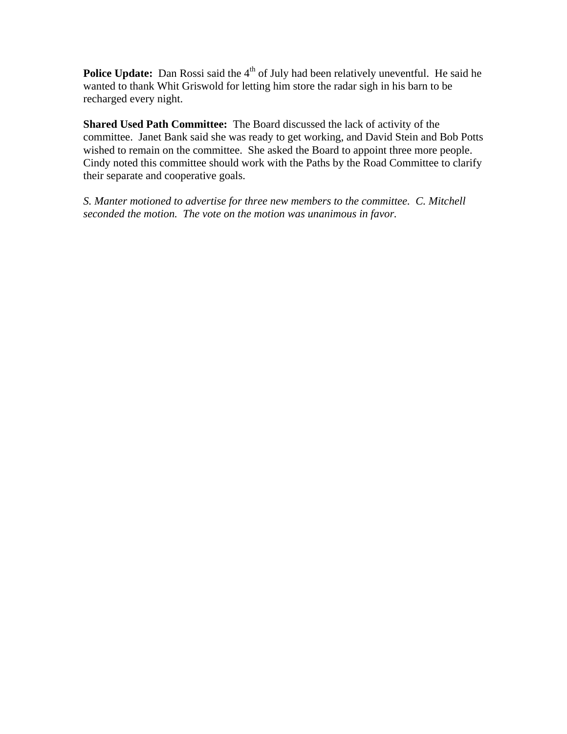**Police Update:** Dan Rossi said the 4th of July had been relatively uneventful. He said he wanted to thank Whit Griswold for letting him store the radar sigh in his barn to be recharged every night.

**Shared Used Path Committee:** The Board discussed the lack of activity of the committee. Janet Bank said she was ready to get working, and David Stein and Bob Potts wished to remain on the committee. She asked the Board to appoint three more people. Cindy noted this committee should work with the Paths by the Road Committee to clarify their separate and cooperative goals.

*S. Manter motioned to advertise for three new members to the committee. C. Mitchell seconded the motion. The vote on the motion was unanimous in favor.*